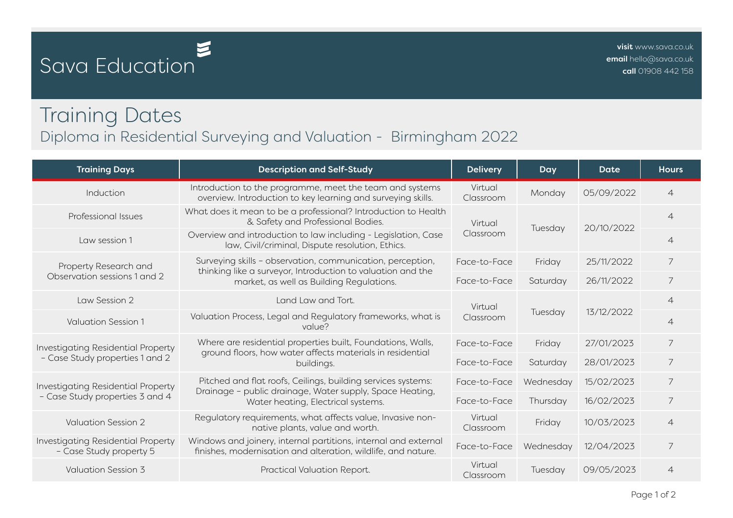# Sava Education

**visit** www.sava.co.uk
**email** hello@sava.co.uk
**call** 01908 442 158

## Training Dates

### Diploma in Residential Surveying and Valuation - Birmingham 2022

| Training Days | Description and Self-Study | Delivery | Day | Date | Hours |
|---|---|---|---|---|---|
| Induction | Introduction to the programme, meet the team and systems overview. Introduction to key learning and surveying skills. | Virtual Classroom | Monday | 05/09/2022 | 4 |
| Professional Issues | What does it mean to be a professional? Introduction to Health & Safety and Professional Bodies. | Virtual Classroom | Tuesday | 20/10/2022 | 4 |
| Law session 1 | Overview and introduction to law including - Legislation, Case law, Civil/criminal, Dispute resolution, Ethics. | | | | 4 |
| Property Research and Observation sessions 1 and 2 | Surveying skills – observation, communication, perception, thinking like a surveyor, Introduction to valuation and the market, as well as Building Regulations. | Face-to-Face | Friday | 25/11/2022 | 7 |
| | | Face-to-Face | Saturday | 26/11/2022 | 7 |
| Law Session 2 | Land Law and Tort. | Virtual Classroom | Tuesday | 13/12/2022 | 4 |
| Valuation Session 1 | Valuation Process, Legal and Regulatory frameworks, what is value? | | | | 4 |
| Investigating Residential Property – Case Study properties 1 and 2 | Where are residential properties built, Foundations, Walls, ground floors, how water affects materials in residential buildings. | Face-to-Face | Friday | 27/01/2023 | 7 |
| | | Face-to-Face | Saturday | 28/01/2023 | 7 |
| Investigating Residential Property – Case Study properties 3 and 4 | Pitched and flat roofs, Ceilings, building services systems: Drainage – public drainage, Water supply, Space Heating, Water heating, Electrical systems. | Face-to-Face | Wednesday | 15/02/2023 | 7 |
| | | Face-to-Face | Thursday | 16/02/2023 | 7 |
| Valuation Session 2 | Regulatory requirements, what affects value, Invasive non-native plants, value and worth. | Virtual Classroom | Friday | 10/03/2023 | 4 |
| Investigating Residential Property – Case Study property 5 | Windows and joinery, internal partitions, internal and external finishes, modernisation and alteration, wildlife, and nature. | Face-to-Face | Wednesday | 12/04/2023 | 7 |
| Valuation Session 3 | Practical Valuation Report. | Virtual Classroom | Tuesday | 09/05/2023 | 4 |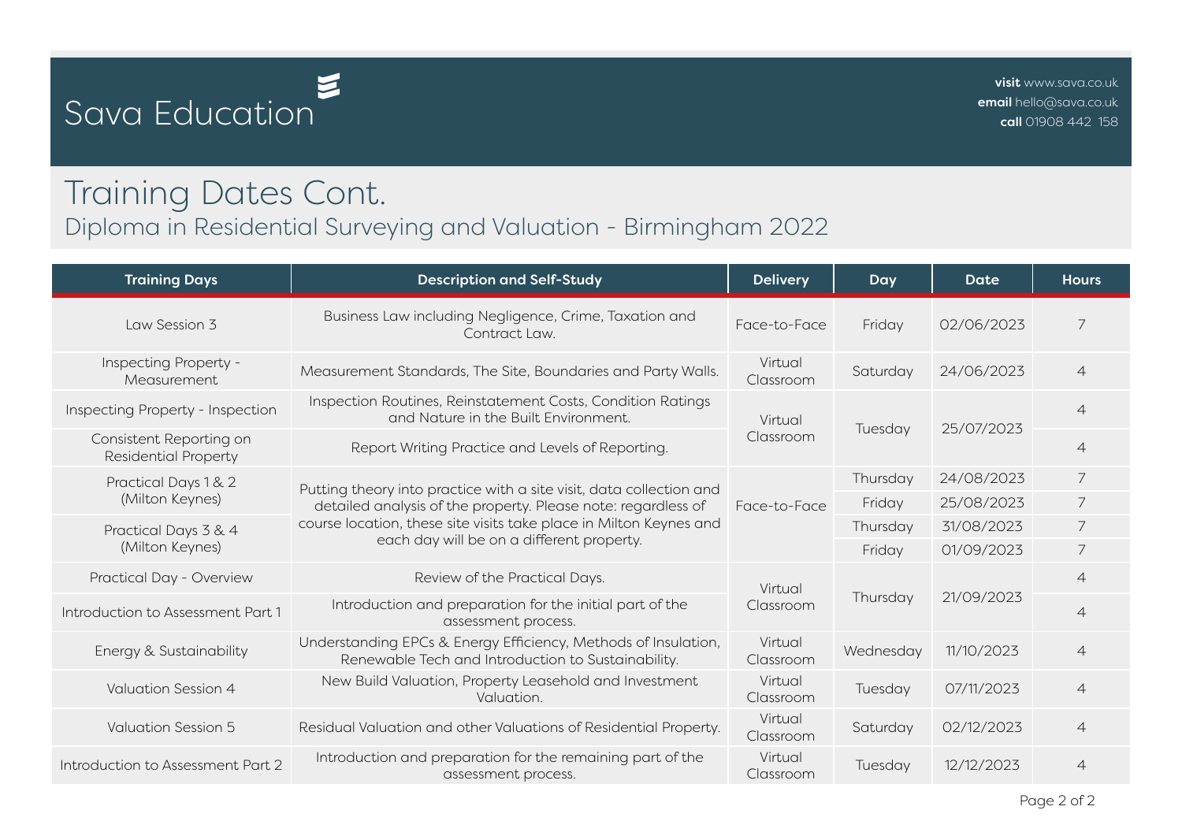# Sava Education

**visit** www.sava.co.uk
**email** hello@sava.co.uk
**call** 01908 442 158

## Training Dates Cont.

### Diploma in Residential Surveying and Valuation - Birmingham 2022

| Training Days | Description and Self-Study | Delivery | Day | Date | Hours |
|---|---|---|---|---|---|
| Law Session 3 | Business Law including Negligence, Crime, Taxation and Contract Law. | Face-to-Face | Friday | 02/06/2023 | 7 |
| Inspecting Property - Measurement | Measurement Standards, The Site, Boundaries and Party Walls. | Virtual Classroom | Saturday | 24/06/2023 | 4 |
| Inspecting Property - Inspection | Inspection Routines, Reinstatement Costs, Condition Ratings and Nature in the Built Environment. | Virtual Classroom | Tuesday | 25/07/2023 | 4 |
| Consistent Reporting on Residential Property | Report Writing Practice and Levels of Reporting. | | | | 4 |
| Practical Days 1 & 2 (Milton Keynes) | Putting theory into practice with a site visit, data collection and detailed analysis of the property. Please note: regardless of course location, these site visits take place in Milton Keynes and each day will be on a different property. | Face-to-Face | Thursday | 24/08/2023 | 7 |
| | | | Friday | 25/08/2023 | 7 |
| Practical Days 3 & 4 (Milton Keynes) | | | Thursday | 31/08/2023 | 7 |
| | | | Friday | 01/09/2023 | 7 |
| Practical Day - Overview | Review of the Practical Days. | Virtual Classroom | Thursday | 21/09/2023 | 4 |
| Introduction to Assessment Part 1 | Introduction and preparation for the initial part of the assessment process. | | | | 4 |
| Energy & Sustainability | Understanding EPCs & Energy Efficiency, Methods of Insulation, Renewable Tech and Introduction to Sustainability. | Virtual Classroom | Wednesday | 11/10/2023 | 4 |
| Valuation Session 4 | New Build Valuation, Property Leasehold and Investment Valuation. | Virtual Classroom | Tuesday | 07/11/2023 | 4 |
| Valuation Session 5 | Residual Valuation and other Valuations of Residential Property. | Virtual Classroom | Saturday | 02/12/2023 | 4 |
| Introduction to Assessment Part 2 | Introduction and preparation for the remaining part of the assessment process. | Virtual Classroom | Tuesday | 12/12/2023 | 4 |